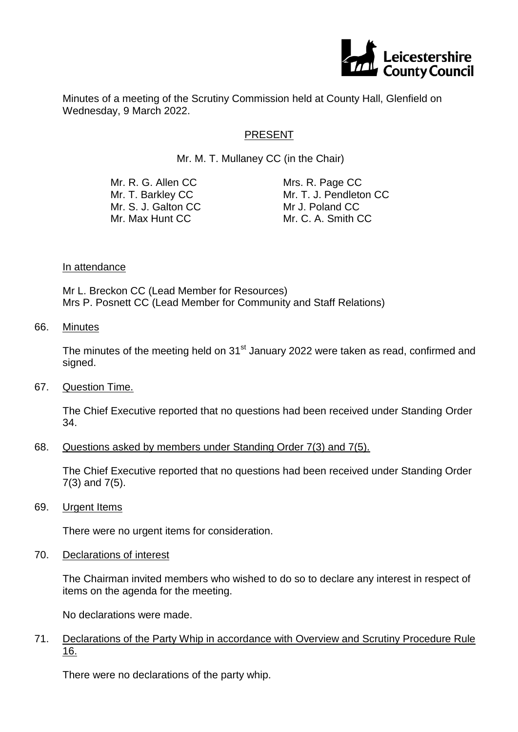Minutes of a meeting of the Scrutiny Commission held at County Hall, Glenfield on Wednesday, 9 March 2022.

PRESENT

Mr. M. T. Mullaney CC (in the Chair)

Mr. R. G. Allen CC
Mr. T. Barkley CC
Mr. S. J. Galton CC
Mr. Max Hunt CC
Mrs. R. Page CC
Mr. T. J. Pendleton CC
Mr J. Poland CC
Mr. C. A. Smith CC

In attendance

Mr L. Breckon CC (Lead Member for Resources)
Mrs P. Posnett CC (Lead Member for Community and Staff Relations)

66. Minutes

The minutes of the meeting held on 31st January 2022 were taken as read, confirmed and signed.

67. Question Time.

The Chief Executive reported that no questions had been received under Standing Order 34.

68. Questions asked by members under Standing Order 7(3) and 7(5).

The Chief Executive reported that no questions had been received under Standing Order 7(3) and 7(5).

69. Urgent Items

There were no urgent items for consideration.

70. Declarations of interest

The Chairman invited members who wished to do so to declare any interest in respect of items on the agenda for the meeting.

No declarations were made.

71. Declarations of the Party Whip in accordance with Overview and Scrutiny Procedure Rule 16.

There were no declarations of the party whip.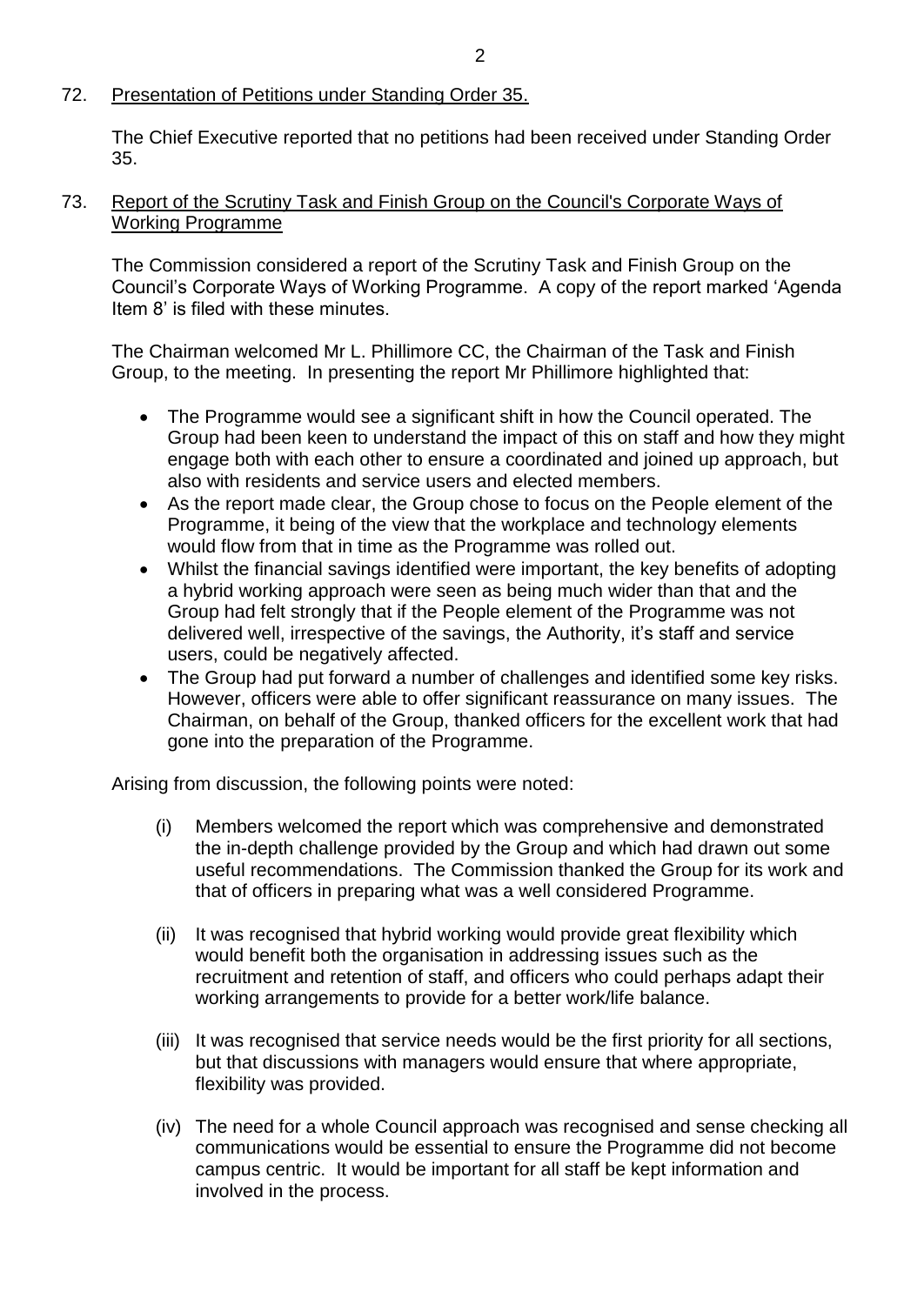72. Presentation of Petitions under Standing Order 35.

The Chief Executive reported that no petitions had been received under Standing Order 35.

73. Report of the Scrutiny Task and Finish Group on the Council's Corporate Ways of Working Programme

The Commission considered a report of the Scrutiny Task and Finish Group on the Council's Corporate Ways of Working Programme. A copy of the report marked 'Agenda Item 8' is filed with these minutes.

The Chairman welcomed Mr L. Phillimore CC, the Chairman of the Task and Finish Group, to the meeting. In presenting the report Mr Phillimore highlighted that:

- The Programme would see a significant shift in how the Council operated. The Group had been keen to understand the impact of this on staff and how they might engage both with each other to ensure a coordinated and joined up approach, but also with residents and service users and elected members.
- As the report made clear, the Group chose to focus on the People element of the Programme, it being of the view that the workplace and technology elements would flow from that in time as the Programme was rolled out.
- Whilst the financial savings identified were important, the key benefits of adopting a hybrid working approach were seen as being much wider than that and the Group had felt strongly that if the People element of the Programme was not delivered well, irrespective of the savings, the Authority, it's staff and service users, could be negatively affected.
- The Group had put forward a number of challenges and identified some key risks. However, officers were able to offer significant reassurance on many issues. The Chairman, on behalf of the Group, thanked officers for the excellent work that had gone into the preparation of the Programme.

Arising from discussion, the following points were noted:

(i) Members welcomed the report which was comprehensive and demonstrated the in-depth challenge provided by the Group and which had drawn out some useful recommendations. The Commission thanked the Group for its work and that of officers in preparing what was a well considered Programme.

(ii) It was recognised that hybrid working would provide great flexibility which would benefit both the organisation in addressing issues such as the recruitment and retention of staff, and officers who could perhaps adapt their working arrangements to provide for a better work/life balance.

(iii) It was recognised that service needs would be the first priority for all sections, but that discussions with managers would ensure that where appropriate, flexibility was provided.

(iv) The need for a whole Council approach was recognised and sense checking all communications would be essential to ensure the Programme did not become campus centric. It would be important for all staff be kept information and involved in the process.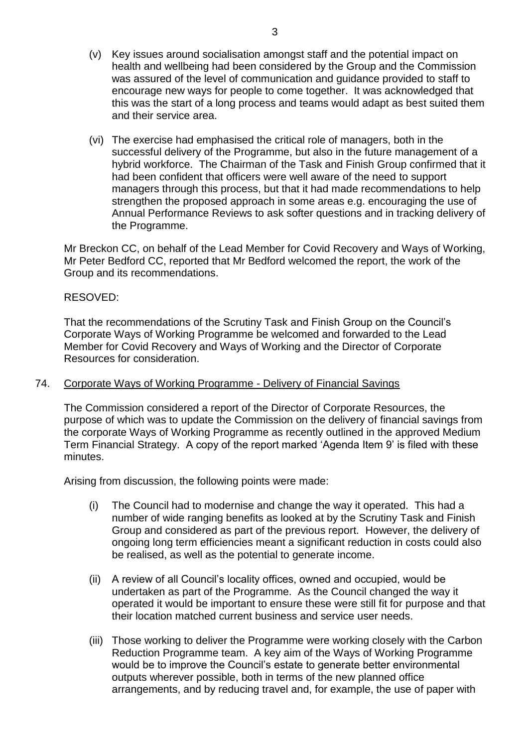(v) Key issues around socialisation amongst staff and the potential impact on health and wellbeing had been considered by the Group and the Commission was assured of the level of communication and guidance provided to staff to encourage new ways for people to come together. It was acknowledged that this was the start of a long process and teams would adapt as best suited them and their service area.

(vi) The exercise had emphasised the critical role of managers, both in the successful delivery of the Programme, but also in the future management of a hybrid workforce. The Chairman of the Task and Finish Group confirmed that it had been confident that officers were well aware of the need to support managers through this process, but that it had made recommendations to help strengthen the proposed approach in some areas e.g. encouraging the use of Annual Performance Reviews to ask softer questions and in tracking delivery of the Programme.

Mr Breckon CC, on behalf of the Lead Member for Covid Recovery and Ways of Working, Mr Peter Bedford CC, reported that Mr Bedford welcomed the report, the work of the Group and its recommendations.

RESOVED:

That the recommendations of the Scrutiny Task and Finish Group on the Council's Corporate Ways of Working Programme be welcomed and forwarded to the Lead Member for Covid Recovery and Ways of Working and the Director of Corporate Resources for consideration.

## 74. Corporate Ways of Working Programme - Delivery of Financial Savings

The Commission considered a report of the Director of Corporate Resources, the purpose of which was to update the Commission on the delivery of financial savings from the corporate Ways of Working Programme as recently outlined in the approved Medium Term Financial Strategy. A copy of the report marked 'Agenda Item 9' is filed with these minutes.

Arising from discussion, the following points were made:

(i) The Council had to modernise and change the way it operated. This had a number of wide ranging benefits as looked at by the Scrutiny Task and Finish Group and considered as part of the previous report. However, the delivery of ongoing long term efficiencies meant a significant reduction in costs could also be realised, as well as the potential to generate income.

(ii) A review of all Council's locality offices, owned and occupied, would be undertaken as part of the Programme. As the Council changed the way it operated it would be important to ensure these were still fit for purpose and that their location matched current business and service user needs.

(iii) Those working to deliver the Programme were working closely with the Carbon Reduction Programme team. A key aim of the Ways of Working Programme would be to improve the Council's estate to generate better environmental outputs wherever possible, both in terms of the new planned office arrangements, and by reducing travel and, for example, the use of paper with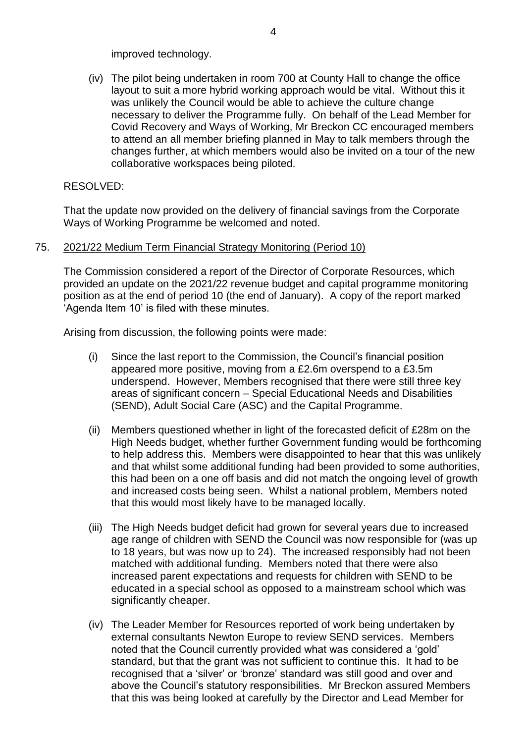improved technology.

(iv) The pilot being undertaken in room 700 at County Hall to change the office layout to suit a more hybrid working approach would be vital. Without this it was unlikely the Council would be able to achieve the culture change necessary to deliver the Programme fully. On behalf of the Lead Member for Covid Recovery and Ways of Working, Mr Breckon CC encouraged members to attend an all member briefing planned in May to talk members through the changes further, at which members would also be invited on a tour of the new collaborative workspaces being piloted.

RESOLVED:

That the update now provided on the delivery of financial savings from the Corporate Ways of Working Programme be welcomed and noted.

75. <u>2021/22 Medium Term Financial Strategy Monitoring (Period 10)</u>

The Commission considered a report of the Director of Corporate Resources, which provided an update on the 2021/22 revenue budget and capital programme monitoring position as at the end of period 10 (the end of January). A copy of the report marked 'Agenda Item 10' is filed with these minutes.

Arising from discussion, the following points were made:

(i) Since the last report to the Commission, the Council's financial position appeared more positive, moving from a £2.6m overspend to a £3.5m underspend. However, Members recognised that there were still three key areas of significant concern – Special Educational Needs and Disabilities (SEND), Adult Social Care (ASC) and the Capital Programme.

(ii) Members questioned whether in light of the forecasted deficit of £28m on the High Needs budget, whether further Government funding would be forthcoming to help address this. Members were disappointed to hear that this was unlikely and that whilst some additional funding had been provided to some authorities, this had been on a one off basis and did not match the ongoing level of growth and increased costs being seen. Whilst a national problem, Members noted that this would most likely have to be managed locally.

(iii) The High Needs budget deficit had grown for several years due to increased age range of children with SEND the Council was now responsible for (was up to 18 years, but was now up to 24). The increased responsibly had not been matched with additional funding. Members noted that there were also increased parent expectations and requests for children with SEND to be educated in a special school as opposed to a mainstream school which was significantly cheaper.

(iv) The Leader Member for Resources reported of work being undertaken by external consultants Newton Europe to review SEND services. Members noted that the Council currently provided what was considered a 'gold' standard, but that the grant was not sufficient to continue this. It had to be recognised that a 'silver' or 'bronze' standard was still good and over and above the Council's statutory responsibilities. Mr Breckon assured Members that this was being looked at carefully by the Director and Lead Member for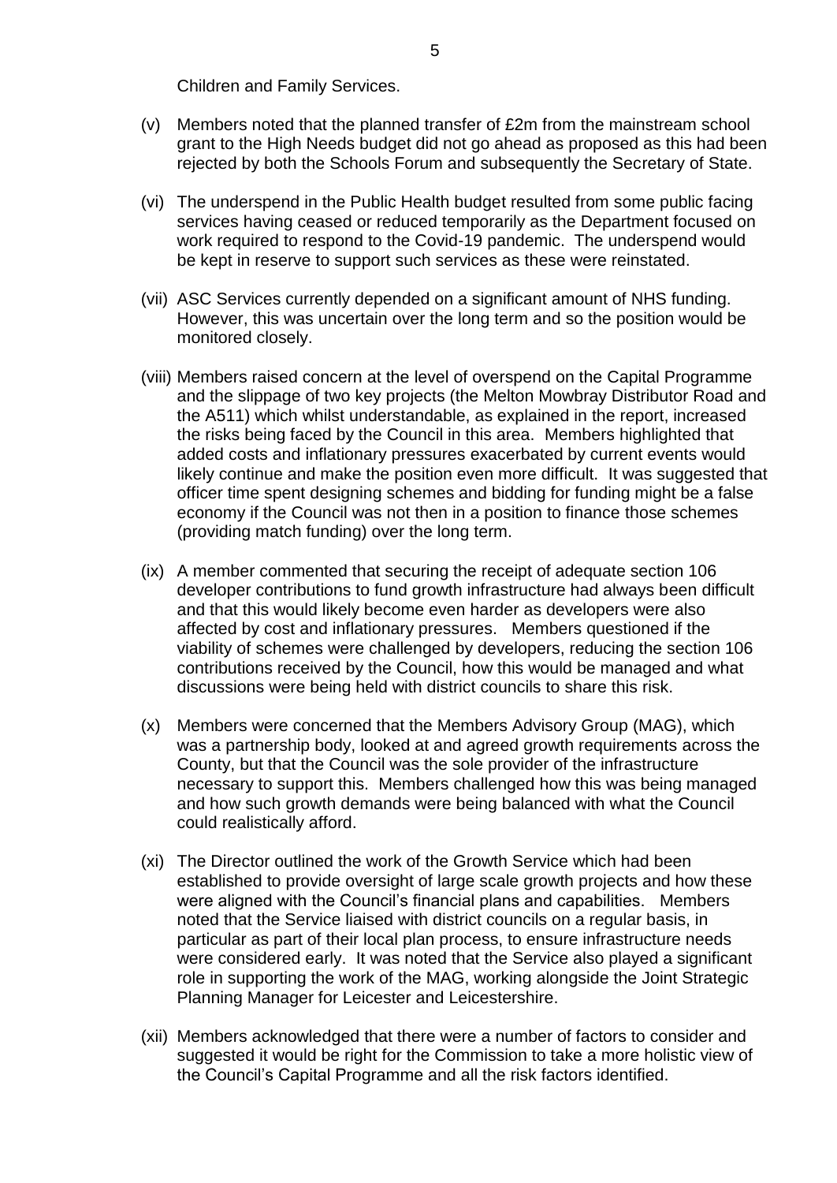Children and Family Services.

(v) Members noted that the planned transfer of £2m from the mainstream school grant to the High Needs budget did not go ahead as proposed as this had been rejected by both the Schools Forum and subsequently the Secretary of State.

(vi) The underspend in the Public Health budget resulted from some public facing services having ceased or reduced temporarily as the Department focused on work required to respond to the Covid-19 pandemic. The underspend would be kept in reserve to support such services as these were reinstated.

(vii) ASC Services currently depended on a significant amount of NHS funding. However, this was uncertain over the long term and so the position would be monitored closely.

(viii) Members raised concern at the level of overspend on the Capital Programme and the slippage of two key projects (the Melton Mowbray Distributor Road and the A511) which whilst understandable, as explained in the report, increased the risks being faced by the Council in this area. Members highlighted that added costs and inflationary pressures exacerbated by current events would likely continue and make the position even more difficult. It was suggested that officer time spent designing schemes and bidding for funding might be a false economy if the Council was not then in a position to finance those schemes (providing match funding) over the long term.

(ix) A member commented that securing the receipt of adequate section 106 developer contributions to fund growth infrastructure had always been difficult and that this would likely become even harder as developers were also affected by cost and inflationary pressures. Members questioned if the viability of schemes were challenged by developers, reducing the section 106 contributions received by the Council, how this would be managed and what discussions were being held with district councils to share this risk.

(x) Members were concerned that the Members Advisory Group (MAG), which was a partnership body, looked at and agreed growth requirements across the County, but that the Council was the sole provider of the infrastructure necessary to support this. Members challenged how this was being managed and how such growth demands were being balanced with what the Council could realistically afford.

(xi) The Director outlined the work of the Growth Service which had been established to provide oversight of large scale growth projects and how these were aligned with the Council's financial plans and capabilities. Members noted that the Service liaised with district councils on a regular basis, in particular as part of their local plan process, to ensure infrastructure needs were considered early. It was noted that the Service also played a significant role in supporting the work of the MAG, working alongside the Joint Strategic Planning Manager for Leicester and Leicestershire.

(xii) Members acknowledged that there were a number of factors to consider and suggested it would be right for the Commission to take a more holistic view of the Council's Capital Programme and all the risk factors identified.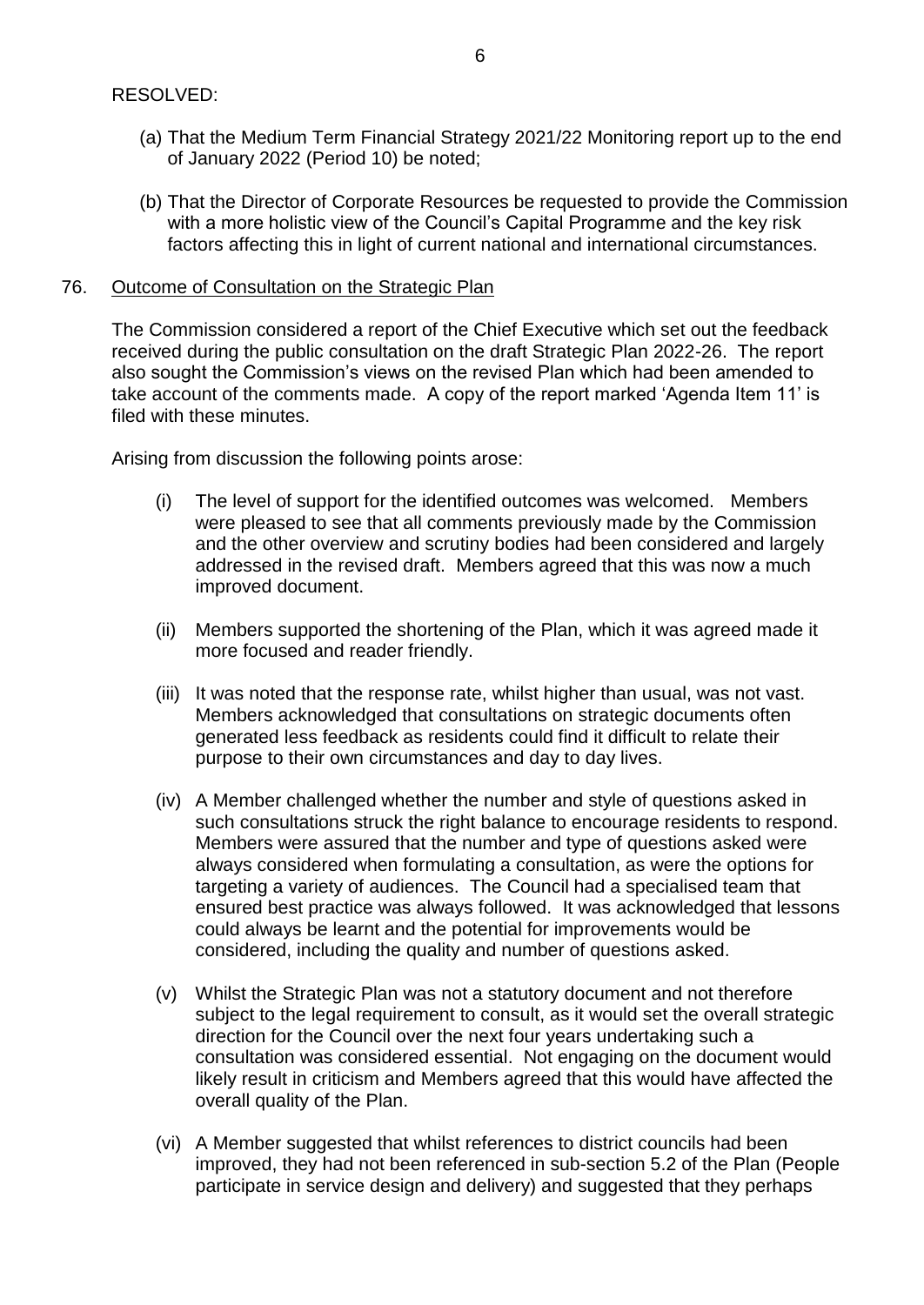RESOLVED:

(a) That the Medium Term Financial Strategy 2021/22 Monitoring report up to the end of January 2022 (Period 10) be noted;

(b) That the Director of Corporate Resources be requested to provide the Commission with a more holistic view of the Council's Capital Programme and the key risk factors affecting this in light of current national and international circumstances.

76. Outcome of Consultation on the Strategic Plan

The Commission considered a report of the Chief Executive which set out the feedback received during the public consultation on the draft Strategic Plan 2022-26. The report also sought the Commission's views on the revised Plan which had been amended to take account of the comments made. A copy of the report marked 'Agenda Item 11' is filed with these minutes.

Arising from discussion the following points arose:

(i) The level of support for the identified outcomes was welcomed. Members were pleased to see that all comments previously made by the Commission and the other overview and scrutiny bodies had been considered and largely addressed in the revised draft. Members agreed that this was now a much improved document.

(ii) Members supported the shortening of the Plan, which it was agreed made it more focused and reader friendly.

(iii) It was noted that the response rate, whilst higher than usual, was not vast. Members acknowledged that consultations on strategic documents often generated less feedback as residents could find it difficult to relate their purpose to their own circumstances and day to day lives.

(iv) A Member challenged whether the number and style of questions asked in such consultations struck the right balance to encourage residents to respond. Members were assured that the number and type of questions asked were always considered when formulating a consultation, as were the options for targeting a variety of audiences. The Council had a specialised team that ensured best practice was always followed. It was acknowledged that lessons could always be learnt and the potential for improvements would be considered, including the quality and number of questions asked.

(v) Whilst the Strategic Plan was not a statutory document and not therefore subject to the legal requirement to consult, as it would set the overall strategic direction for the Council over the next four years undertaking such a consultation was considered essential. Not engaging on the document would likely result in criticism and Members agreed that this would have affected the overall quality of the Plan.

(vi) A Member suggested that whilst references to district councils had been improved, they had not been referenced in sub-section 5.2 of the Plan (People participate in service design and delivery) and suggested that they perhaps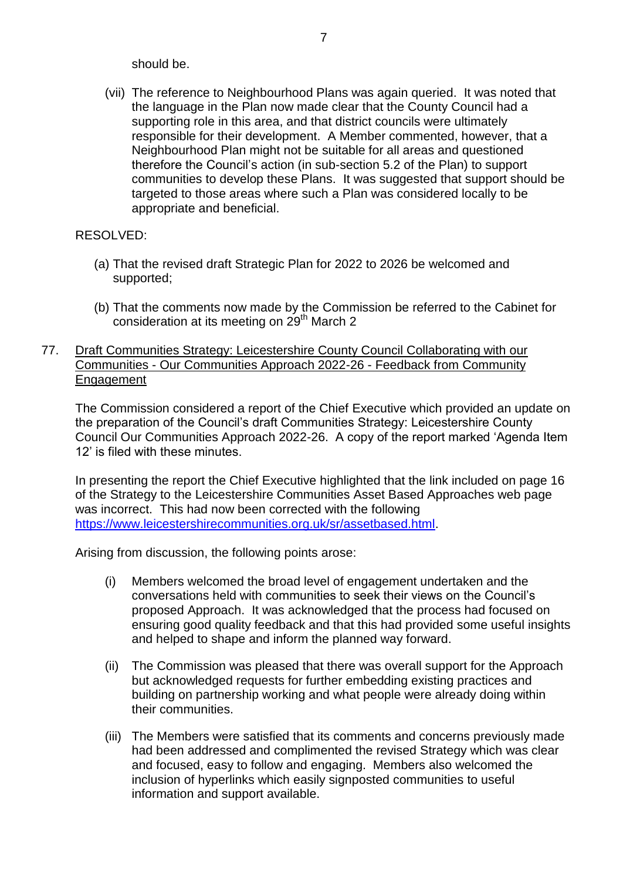should be.

(vii) The reference to Neighbourhood Plans was again queried. It was noted that the language in the Plan now made clear that the County Council had a supporting role in this area, and that district councils were ultimately responsible for their development. A Member commented, however, that a Neighbourhood Plan might not be suitable for all areas and questioned therefore the Council's action (in sub-section 5.2 of the Plan) to support communities to develop these Plans. It was suggested that support should be targeted to those areas where such a Plan was considered locally to be appropriate and beneficial.

RESOLVED:

(a) That the revised draft Strategic Plan for 2022 to 2026 be welcomed and supported;

(b) That the comments now made by the Commission be referred to the Cabinet for consideration at its meeting on 29th March 2

77. Draft Communities Strategy: Leicestershire County Council Collaborating with our Communities - Our Communities Approach 2022-26 - Feedback from Community Engagement

The Commission considered a report of the Chief Executive which provided an update on the preparation of the Council's draft Communities Strategy: Leicestershire County Council Our Communities Approach 2022-26. A copy of the report marked 'Agenda Item 12' is filed with these minutes.

In presenting the report the Chief Executive highlighted that the link included on page 16 of the Strategy to the Leicestershire Communities Asset Based Approaches web page was incorrect. This had now been corrected with the following https://www.leicestershirecommunities.org.uk/sr/assetbased.html.

Arising from discussion, the following points arose:

(i) Members welcomed the broad level of engagement undertaken and the conversations held with communities to seek their views on the Council's proposed Approach. It was acknowledged that the process had focused on ensuring good quality feedback and that this had provided some useful insights and helped to shape and inform the planned way forward.

(ii) The Commission was pleased that there was overall support for the Approach but acknowledged requests for further embedding existing practices and building on partnership working and what people were already doing within their communities.

(iii) The Members were satisfied that its comments and concerns previously made had been addressed and complimented the revised Strategy which was clear and focused, easy to follow and engaging. Members also welcomed the inclusion of hyperlinks which easily signposted communities to useful information and support available.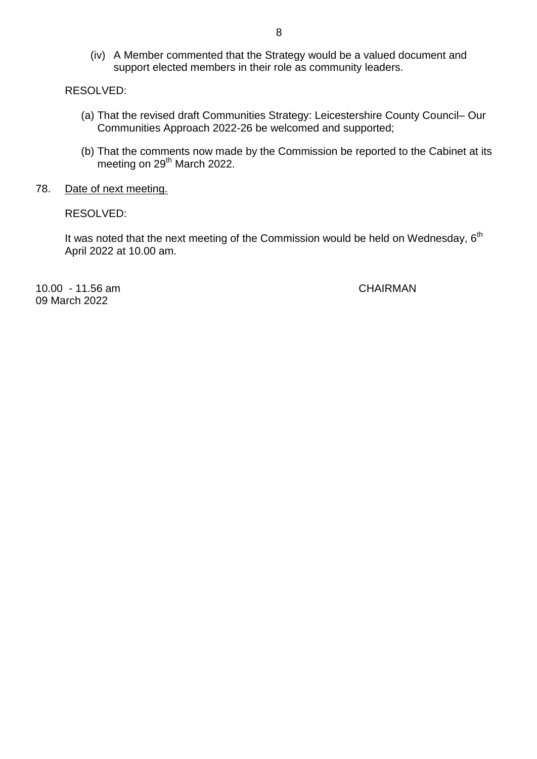(iv) A Member commented that the Strategy would be a valued document and support elected members in their role as community leaders.

RESOLVED:

(a) That the revised draft Communities Strategy: Leicestershire County Council– Our Communities Approach 2022-26 be welcomed and supported;

(b) That the comments now made by the Commission be reported to the Cabinet at its meeting on 29th March 2022.

78. Date of next meeting.

RESOLVED:

It was noted that the next meeting of the Commission would be held on Wednesday, 6th April 2022 at 10.00 am.

10.00 - 11.56 am
09 March 2022

CHAIRMAN